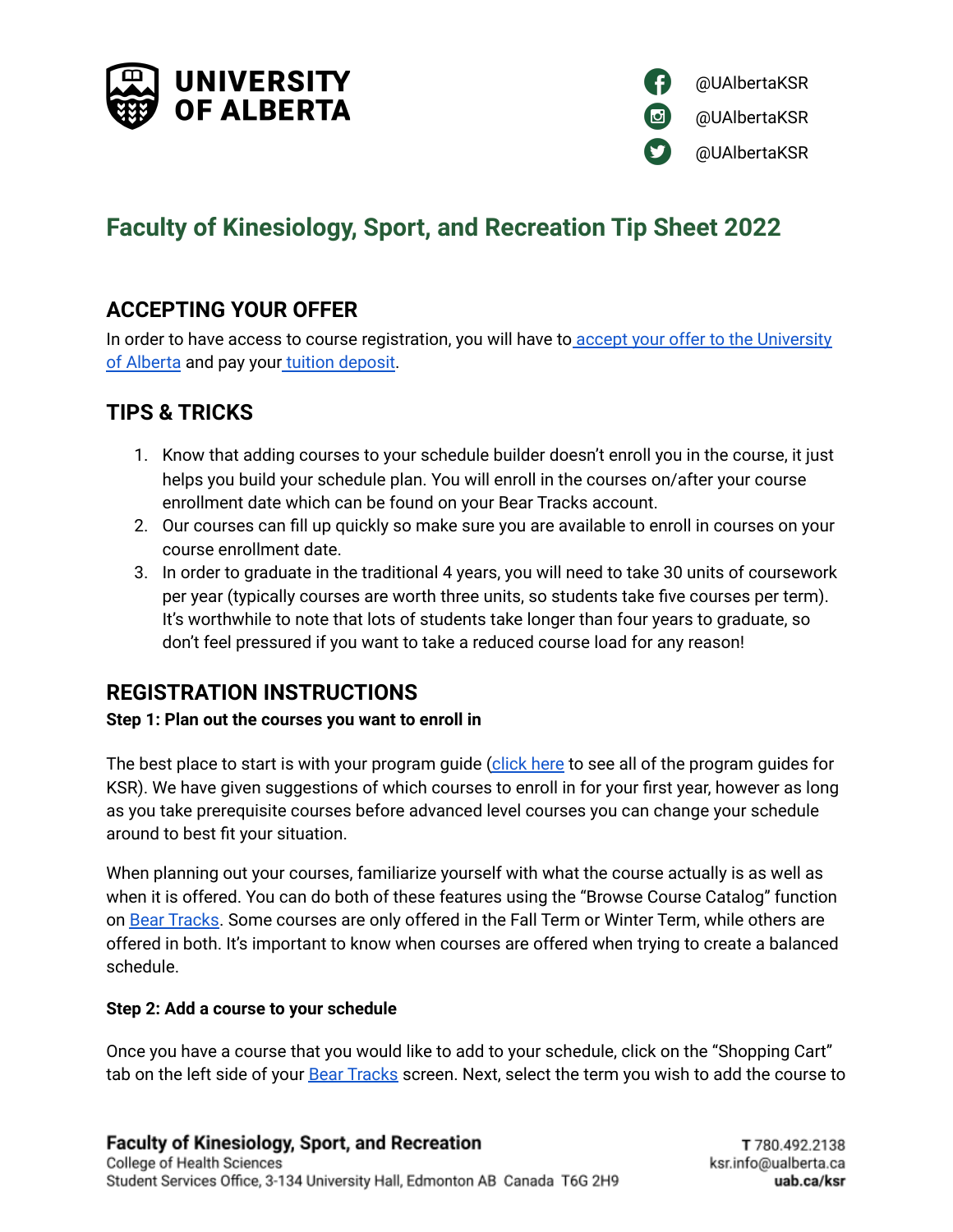# Faculty of Kinesiology, Sport, and Recreation Tip Sheet 2022

## ACCEPTING YOUR OFFER

In order to have access to course registration, you will have to accept your offer to the University of Alberta and pay your tuition deposit.

## TIPS & TRICKS

1. Know that adding courses to your schedule builder doesn't enroll you in the course, it just helps you build your schedule plan. You will enroll in the courses on/after your course enrollment date which can be found on your Bear Tracks account.
2. Our courses can fill up quickly so make sure you are available to enroll in courses on your course enrollment date.
3. In order to graduate in the traditional 4 years, you will need to take 30 units of coursework per year (typically courses are worth three units, so students take five courses per term). It's worthwhile to note that lots of students take longer than four years to graduate, so don't feel pressured if you want to take a reduced course load for any reason!

## REGISTRATION INSTRUCTIONS

**Step 1: Plan out the courses you want to enroll in**

The best place to start is with your program guide (click here to see all of the program guides for KSR). We have given suggestions of which courses to enroll in for your first year, however as long as you take prerequisite courses before advanced level courses you can change your schedule around to best fit your situation.

When planning out your courses, familiarize yourself with what the course actually is as well as when it is offered. You can do both of these features using the "Browse Course Catalog" function on Bear Tracks. Some courses are only offered in the Fall Term or Winter Term, while others are offered in both. It's important to know when courses are offered when trying to create a balanced schedule.

**Step 2: Add a course to your schedule**

Once you have a course that you would like to add to your schedule, click on the "Shopping Cart" tab on the left side of your Bear Tracks screen. Next, select the term you wish to add the course to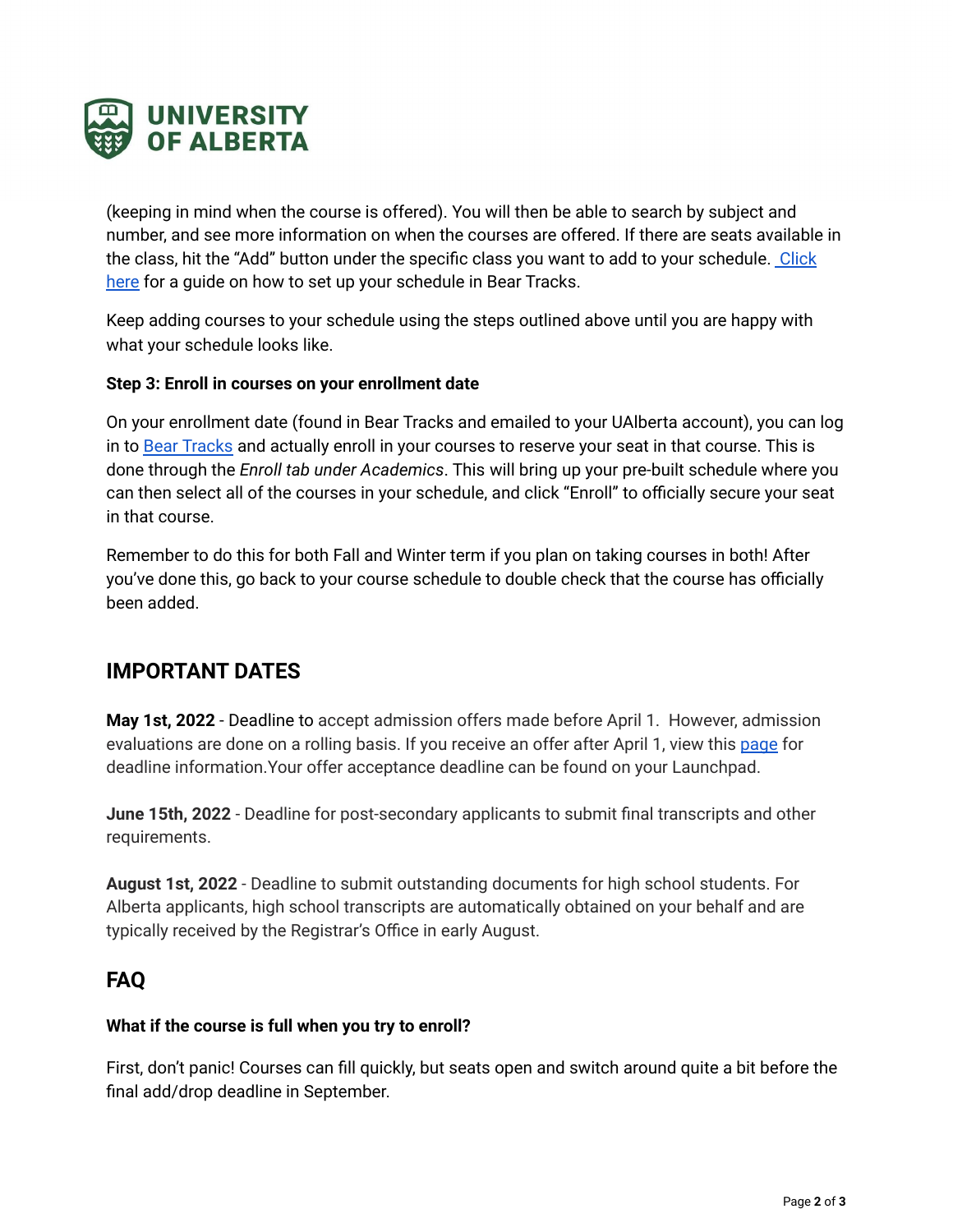(keeping in mind when the course is offered). You will then be able to search by subject and number, and see more information on when the courses are offered. If there are seats available in the class, hit the "Add" button under the specific class you want to add to your schedule. Click here for a guide on how to set up your schedule in Bear Tracks.

Keep adding courses to your schedule using the steps outlined above until you are happy with what your schedule looks like.

**Step 3: Enroll in courses on your enrollment date**

On your enrollment date (found in Bear Tracks and emailed to your UAlberta account), you can log in to Bear Tracks and actually enroll in your courses to reserve your seat in that course. This is done through the *Enroll tab under Academics*. This will bring up your pre-built schedule where you can then select all of the courses in your schedule, and click "Enroll" to officially secure your seat in that course.

Remember to do this for both Fall and Winter term if you plan on taking courses in both! After you've done this, go back to your course schedule to double check that the course has officially been added.

## IMPORTANT DATES

**May 1st, 2022** - Deadline to accept admission offers made before April 1. However, admission evaluations are done on a rolling basis. If you receive an offer after April 1, view this page for deadline information.Your offer acceptance deadline can be found on your Launchpad.

**June 15th, 2022** - Deadline for post-secondary applicants to submit final transcripts and other requirements.

**August 1st, 2022** - Deadline to submit outstanding documents for high school students. For Alberta applicants, high school transcripts are automatically obtained on your behalf and are typically received by the Registrar's Office in early August.

## FAQ

**What if the course is full when you try to enroll?**

First, don't panic! Courses can fill quickly, but seats open and switch around quite a bit before the final add/drop deadline in September.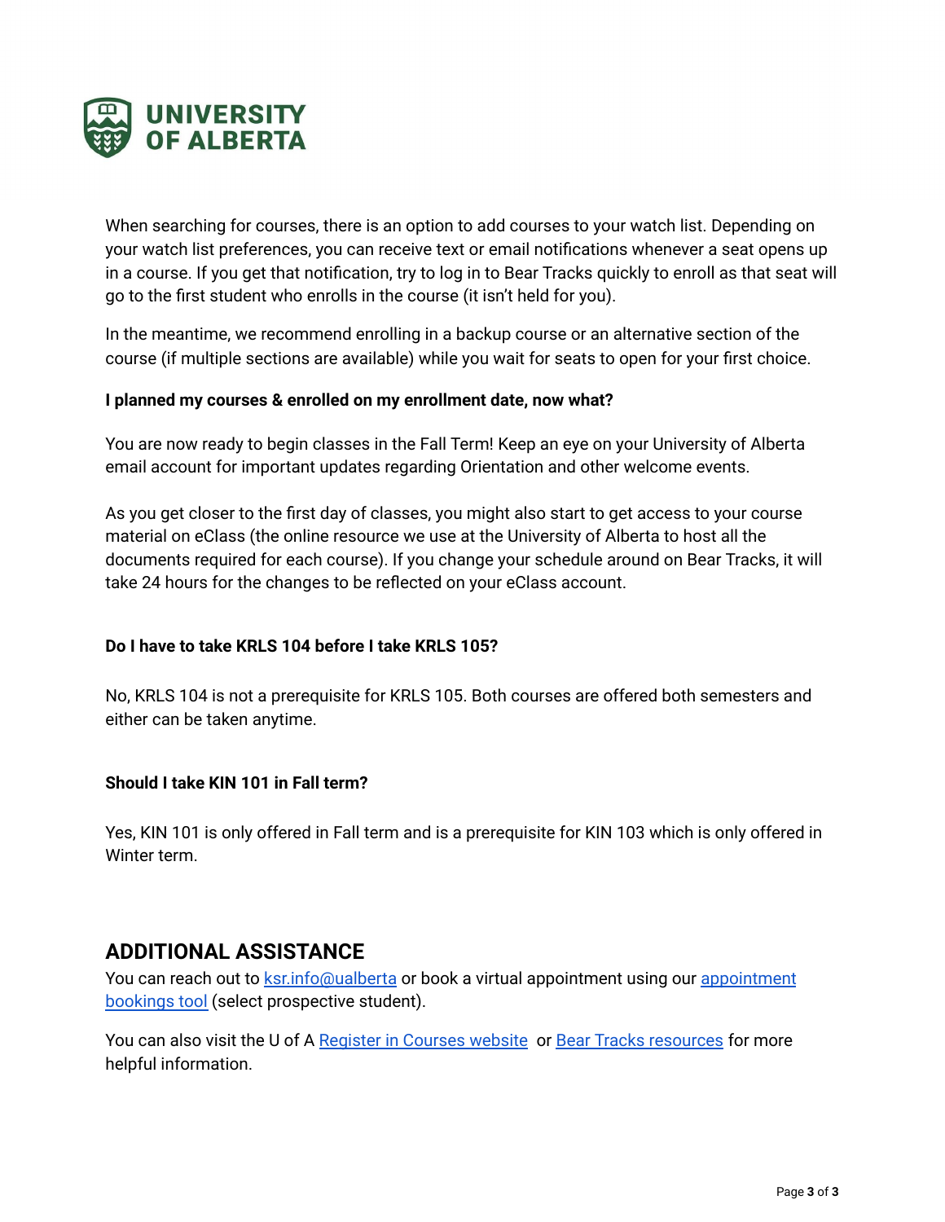When searching for courses, there is an option to add courses to your watch list. Depending on your watch list preferences, you can receive text or email notifications whenever a seat opens up in a course. If you get that notification, try to log in to Bear Tracks quickly to enroll as that seat will go to the first student who enrolls in the course (it isn't held for you).

In the meantime, we recommend enrolling in a backup course or an alternative section of the course (if multiple sections are available) while you wait for seats to open for your first choice.

**I planned my courses & enrolled on my enrollment date, now what?**

You are now ready to begin classes in the Fall Term! Keep an eye on your University of Alberta email account for important updates regarding Orientation and other welcome events.

As you get closer to the first day of classes, you might also start to get access to your course material on eClass (the online resource we use at the University of Alberta to host all the documents required for each course). If you change your schedule around on Bear Tracks, it will take 24 hours for the changes to be reflected on your eClass account.

**Do I have to take KRLS 104 before I take KRLS 105?**

No, KRLS 104 is not a prerequisite for KRLS 105. Both courses are offered both semesters and either can be taken anytime.

**Should I take KIN 101 in Fall term?**

Yes, KIN 101 is only offered in Fall term and is a prerequisite for KIN 103 which is only offered in Winter term.

## ADDITIONAL ASSISTANCE

You can reach out to ksr.info@ualberta or book a virtual appointment using our appointment bookings tool (select prospective student).

You can also visit the U of A Register in Courses website or Bear Tracks resources for more helpful information.